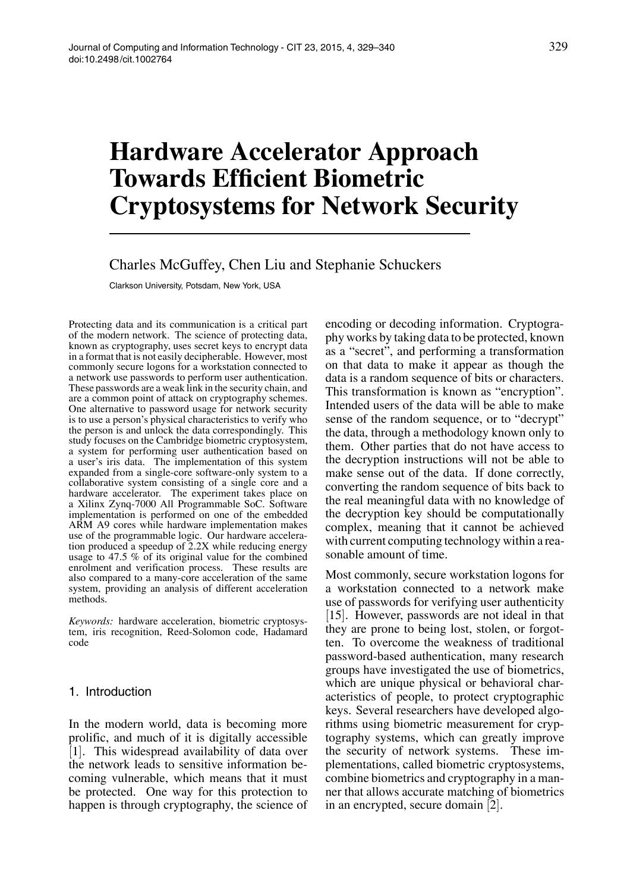# Hardware Accelerator Approach Towards Efficient Biometric Cryptosystems for Network Security

Charles McGuffey, Chen Liu and Stephanie Schuckers

Clarkson University, Potsdam, New York, USA

Protecting data and its communication is a critical part of the modern network. The science of protecting data, known as cryptography, uses secret keys to encrypt data in a format that is not easily decipherable. However, most commonly secure logons for a workstation connected to a network use passwords to perform user authentication. These passwords are a weak link in the security chain, and are a common point of attack on cryptography schemes. One alternative to password usage for network security is to use a person's physical characteristics to verify who the person is and unlock the data correspondingly. This study focuses on the Cambridge biometric cryptosystem, a system for performing user authentication based on a user's iris data. The implementation of this system expanded from a single-core software-only system to a collaborative system consisting of a single core and a hardware accelerator. The experiment takes place on a Xilinx Zynq-7000 All Programmable SoC. Software implementation is performed on one of the embedded ARM A9 cores while hardware implementation makes use of the programmable logic. Our hardware acceleration produced a speedup of 2.2X while reducing energy usage to 47.5 % of its original value for the combined enrolment and verification process. These results are also compared to a many-core acceleration of the same system, providing an analysis of different acceleration methods.

*Keywords:* hardware acceleration, biometric cryptosystem, iris recognition, Reed-Solomon code, Hadamard code

## 1. Introduction

In the modern world, data is becoming more prolific, and much of it is digitally accessible [1]. This widespread availability of data over the network leads to sensitive information becoming vulnerable, which means that it must be protected. One way for this protection to happen is through cryptography, the science of encoding or decoding information. Cryptography works by taking data to be protected, known as a "secret", and performing a transformation on that data to make it appear as though the data is a random sequence of bits or characters. This transformation is known as "encryption". Intended users of the data will be able to make sense of the random sequence, or to "decrypt" the data, through a methodology known only to them. Other parties that do not have access to the decryption instructions will not be able to make sense out of the data. If done correctly, converting the random sequence of bits back to the real meaningful data with no knowledge of the decryption key should be computationally complex, meaning that it cannot be achieved with current computing technology within a reasonable amount of time.

Most commonly, secure workstation logons for a workstation connected to a network make use of passwords for verifying user authenticity [15]. However, passwords are not ideal in that they are prone to being lost, stolen, or forgotten. To overcome the weakness of traditional password-based authentication, many research groups have investigated the use of biometrics, which are unique physical or behavioral characteristics of people, to protect cryptographic keys. Several researchers have developed algorithms using biometric measurement for cryptography systems, which can greatly improve the security of network systems. These implementations, called biometric cryptosystems, combine biometrics and cryptography in a manner that allows accurate matching of biometrics in an encrypted, secure domain [2].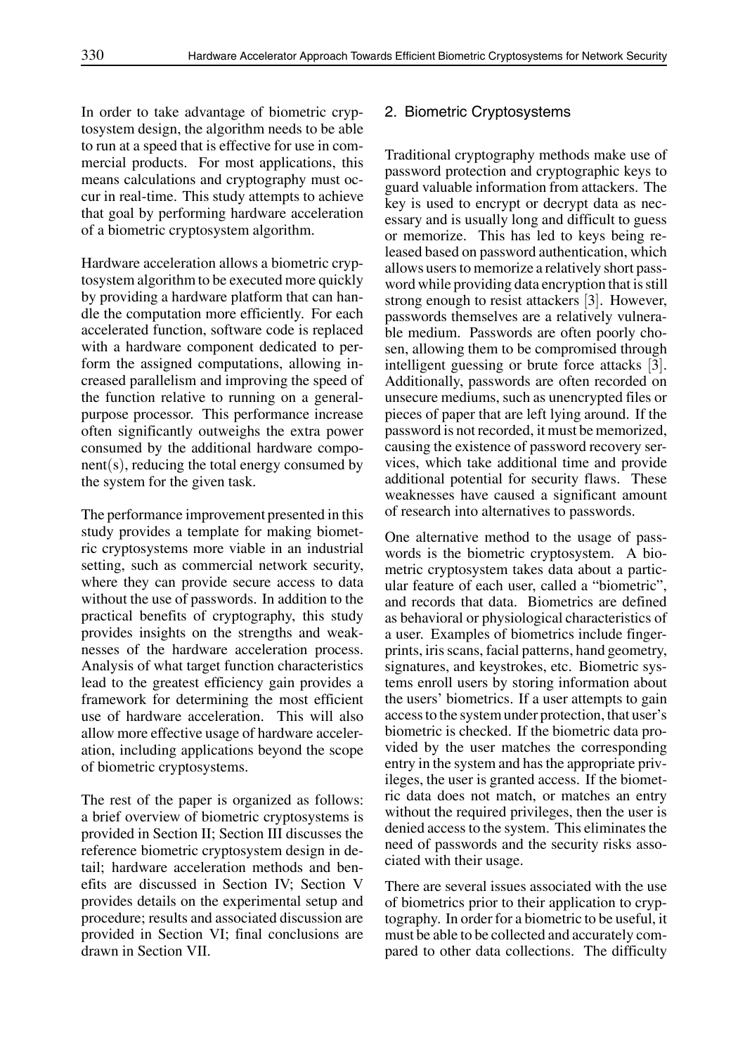In order to take advantage of biometric cryptosystem design, the algorithm needs to be able to run at a speed that is effective for use in commercial products. For most applications, this means calculations and cryptography must occur in real-time. This study attempts to achieve that goal by performing hardware acceleration of a biometric cryptosystem algorithm.

Hardware acceleration allows a biometric cryptosystem algorithm to be executed more quickly by providing a hardware platform that can handle the computation more efficiently. For each accelerated function, software code is replaced with a hardware component dedicated to perform the assigned computations, allowing increased parallelism and improving the speed of the function relative to running on a general-purpose processor. This performance increase often significantly outweighs the extra power consumed by the additional hardware component(s), reducing the total energy consumed by the system for the given task.

The performance improvement presented in this study provides a template for making biometric cryptosystems more viable in an industrial setting, such as commercial network security, where they can provide secure access to data without the use of passwords. In addition to the practical benefits of cryptography, this study provides insights on the strengths and weaknesses of the hardware acceleration process. Analysis of what target function characteristics lead to the greatest efficiency gain provides a framework for determining the most efficient use of hardware acceleration. This will also allow more effective usage of hardware acceleration, including applications beyond the scope of biometric cryptosystems.

The rest of the paper is organized as follows: a brief overview of biometric cryptosystems is provided in Section II; Section III discusses the reference biometric cryptosystem design in detail; hardware acceleration methods and benefits are discussed in Section IV; Section V provides details on the experimental setup and procedure; results and associated discussion are provided in Section VI; final conclusions are drawn in Section VII.

## 2. Biometric Cryptosystems

Traditional cryptography methods make use of password protection and cryptographic keys to guard valuable information from attackers. The key is used to encrypt or decrypt data as necessary and is usually long and difficult to guess or memorize. This has led to keys being released based on password authentication, which allows users to memorize a relatively short password while providing data encryption that is still strong enough to resist attackers [3]. However, passwords themselves are a relatively vulnerable medium. Passwords are often poorly chosen, allowing them to be compromised through intelligent guessing or brute force attacks [3]. Additionally, passwords are often recorded on unsecure mediums, such as unencrypted files or pieces of paper that are left lying around. If the password is not recorded, it must be memorized, causing the existence of password recovery services, which take additional time and provide additional potential for security flaws. These weaknesses have caused a significant amount of research into alternatives to passwords.

One alternative method to the usage of passwords is the biometric cryptosystem. A biometric cryptosystem takes data about a particular feature of each user, called a "biometric", and records that data. Biometrics are defined as behavioral or physiological characteristics of a user. Examples of biometrics include fingerprints, iris scans, facial patterns, hand geometry, signatures, and keystrokes, etc. Biometric systems enroll users by storing information about the users' biometrics. If a user attempts to gain access to the system under protection, that user's biometric is checked. If the biometric data provided by the user matches the corresponding entry in the system and has the appropriate privileges, the user is granted access. If the biometric data does not match, or matches an entry without the required privileges, then the user is denied access to the system. This eliminates the need of passwords and the security risks associated with their usage.

There are several issues associated with the use of biometrics prior to their application to cryptography. In order for a biometric to be useful, it must be able to be collected and accurately compared to other data collections. The difficulty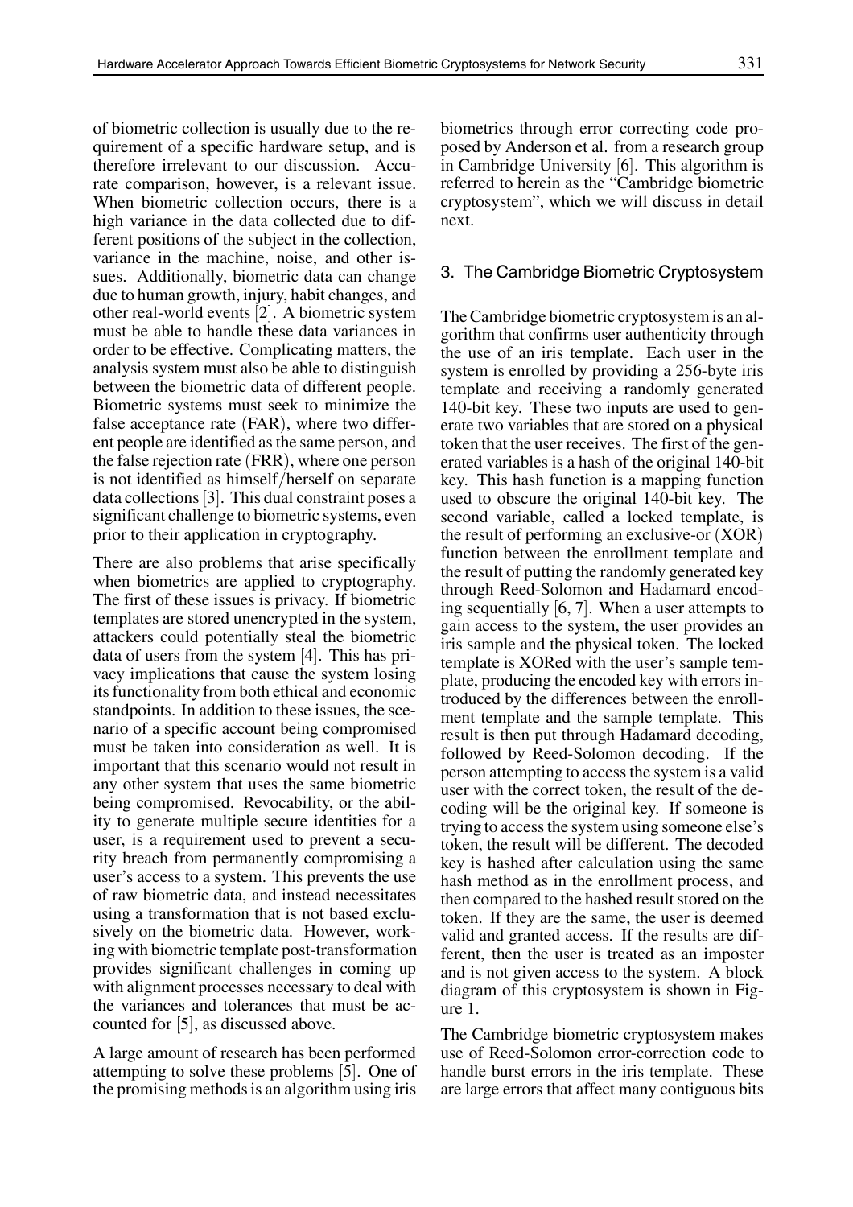of biometric collection is usually due to the requirement of a specific hardware setup, and is therefore irrelevant to our discussion. Accurate comparison, however, is a relevant issue. When biometric collection occurs, there is a high variance in the data collected due to different positions of the subject in the collection, variance in the machine, noise, and other issues. Additionally, biometric data can change due to human growth, injury, habit changes, and other real-world events [2]. A biometric system must be able to handle these data variances in order to be effective. Complicating matters, the analysis system must also be able to distinguish between the biometric data of different people. Biometric systems must seek to minimize the false acceptance rate (FAR), where two different people are identified as the same person, and the false rejection rate (FRR), where one person is not identified as himself/herself on separate data collections [3]. This dual constraint poses a significant challenge to biometric systems, even prior to their application in cryptography.

There are also problems that arise specifically when biometrics are applied to cryptography. The first of these issues is privacy. If biometric templates are stored unencrypted in the system, attackers could potentially steal the biometric data of users from the system [4]. This has privacy implications that cause the system losing its functionality from both ethical and economic standpoints. In addition to these issues, the scenario of a specific account being compromised must be taken into consideration as well. It is important that this scenario would not result in any other system that uses the same biometric being compromised. Revocability, or the ability to generate multiple secure identities for a user, is a requirement used to prevent a security breach from permanently compromising a user's access to a system. This prevents the use of raw biometric data, and instead necessitates using a transformation that is not based exclusively on the biometric data. However, working with biometric template post-transformation provides significant challenges in coming up with alignment processes necessary to deal with the variances and tolerances that must be accounted for [5], as discussed above.

A large amount of research has been performed attempting to solve these problems [5]. One of the promising methods is an algorithm using iris biometrics through error correcting code proposed by Anderson et al. from a research group in Cambridge University [6]. This algorithm is referred to herein as the "Cambridge biometric cryptosystem", which we will discuss in detail next.

## 3. The Cambridge Biometric Cryptosystem

The Cambridge biometric cryptosystem is an algorithm that confirms user authenticity through the use of an iris template. Each user in the system is enrolled by providing a 256-byte iris template and receiving a randomly generated 140-bit key. These two inputs are used to generate two variables that are stored on a physical token that the user receives. The first of the generated variables is a hash of the original 140-bit key. This hash function is a mapping function used to obscure the original 140-bit key. The second variable, called a locked template, is the result of performing an exclusive-or (XOR) function between the enrollment template and the result of putting the randomly generated key through Reed-Solomon and Hadamard encoding sequentially [6, 7]. When a user attempts to gain access to the system, the user provides an iris sample and the physical token. The locked template is XORed with the user's sample template, producing the encoded key with errors introduced by the differences between the enrollment template and the sample template. This result is then put through Hadamard decoding, followed by Reed-Solomon decoding. If the person attempting to access the system is a valid user with the correct token, the result of the decoding will be the original key. If someone is trying to access the system using someone else's token, the result will be different. The decoded key is hashed after calculation using the same hash method as in the enrollment process, and then compared to the hashed result stored on the token. If they are the same, the user is deemed valid and granted access. If the results are different, then the user is treated as an imposter and is not given access to the system. A block diagram of this cryptosystem is shown in Figure 1.

The Cambridge biometric cryptosystem makes use of Reed-Solomon error-correction code to handle burst errors in the iris template. These are large errors that affect many contiguous bits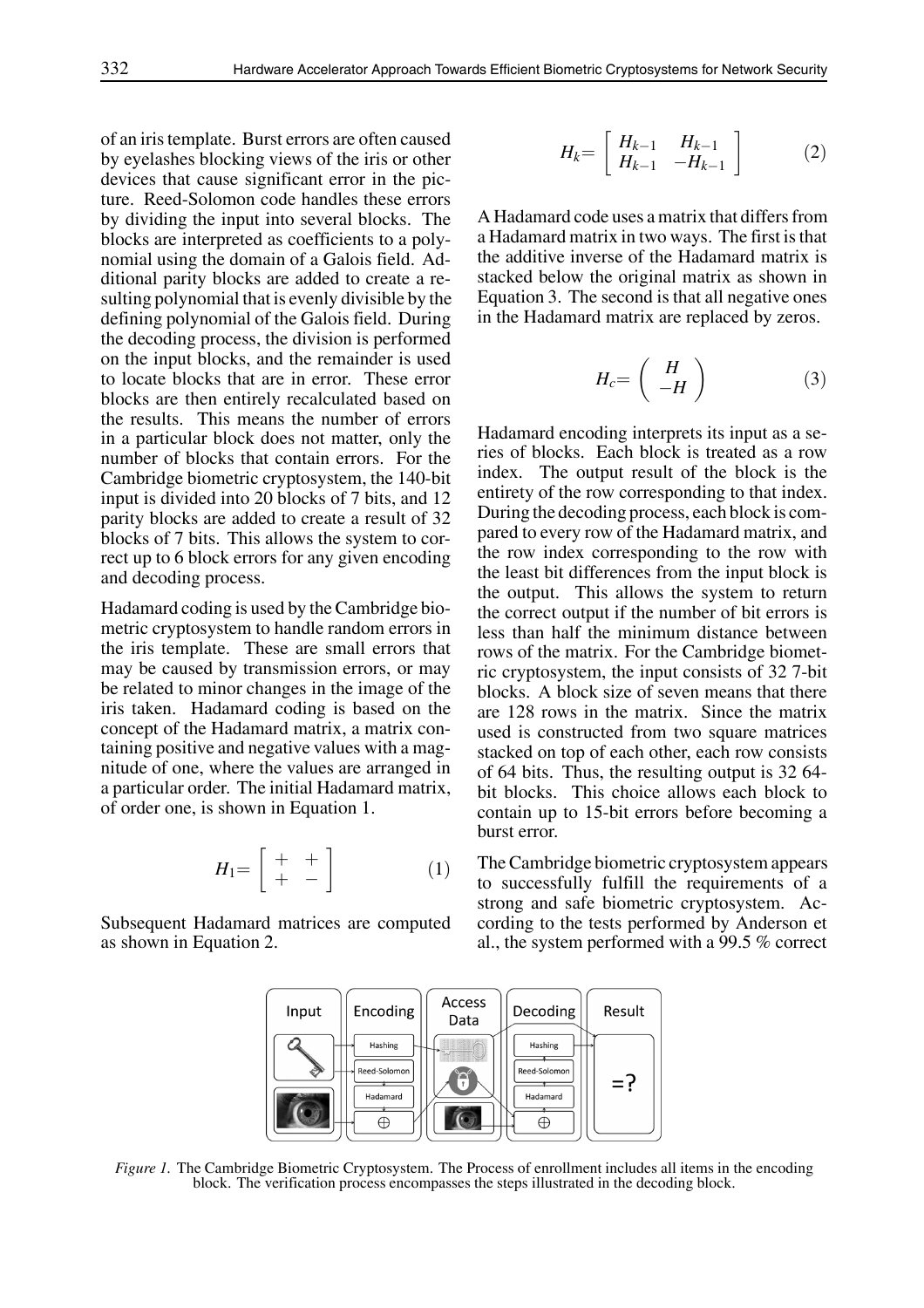of an iris template. Burst errors are often caused by eyelashes blocking views of the iris or other devices that cause significant error in the picture. Reed-Solomon code handles these errors by dividing the input into several blocks. The blocks are interpreted as coefficients to a polynomial using the domain of a Galois field. Additional parity blocks are added to create a resulting polynomial that is evenly divisible by the defining polynomial of the Galois field. During the decoding process, the division is performed on the input blocks, and the remainder is used to locate blocks that are in error. These error blocks are then entirely recalculated based on the results. This means the number of errors in a particular block does not matter, only the number of blocks that contain errors. For the Cambridge biometric cryptosystem, the 140-bit input is divided into 20 blocks of 7 bits, and 12 parity blocks are added to create a result of 32 blocks of 7 bits. This allows the system to correct up to 6 block errors for any given encoding and decoding process.

Hadamard coding is used by the Cambridge biometric cryptosystem to handle random errors in the iris template. These are small errors that may be caused by transmission errors, or may be related to minor changes in the image of the iris taken. Hadamard coding is based on the concept of the Hadamard matrix, a matrix containing positive and negative values with a magnitude of one, where the values are arranged in a particular order. The initial Hadamard matrix, of order one, is shown in Equation 1.

$$H_1 = \begin{bmatrix} + & + \\ + & - \end{bmatrix} \tag{1}$$

Subsequent Hadamard matrices are computed as shown in Equation 2.

$$H_k = \begin{bmatrix} H_{k-1} & H_{k-1} \\ H_{k-1} & -H_{k-1} \end{bmatrix} \tag{2}$$

A Hadamard code uses a matrix that differs from a Hadamard matrix in two ways. The first is that the additive inverse of the Hadamard matrix is stacked below the original matrix as shown in Equation 3. The second is that all negative ones in the Hadamard matrix are replaced by zeros.

$$H_c = \begin{pmatrix} H \\ -H \end{pmatrix} \tag{3}$$

Hadamard encoding interprets its input as a series of blocks. Each block is treated as a row index. The output result of the block is the entirety of the row corresponding to that index. During the decoding process, each block is compared to every row of the Hadamard matrix, and the row index corresponding to the row with the least bit differences from the input block is the output. This allows the system to return the correct output if the number of bit errors is less than half the minimum distance between rows of the matrix. For the Cambridge biometric cryptosystem, the input consists of 32 7-bit blocks. A block size of seven means that there are 128 rows in the matrix. Since the matrix used is constructed from two square matrices stacked on top of each other, each row consists of 64 bits. Thus, the resulting output is 32 64-bit blocks. This choice allows each block to contain up to 15-bit errors before becoming a burst error.

The Cambridge biometric cryptosystem appears to successfully fulfill the requirements of a strong and safe biometric cryptosystem. According to the tests performed by Anderson et al., the system performed with a 99.5 % correct

*Figure 1.* The Cambridge Biometric Cryptosystem. The Process of enrollment includes all items in the encoding block. The verification process encompasses the steps illustrated in the decoding block.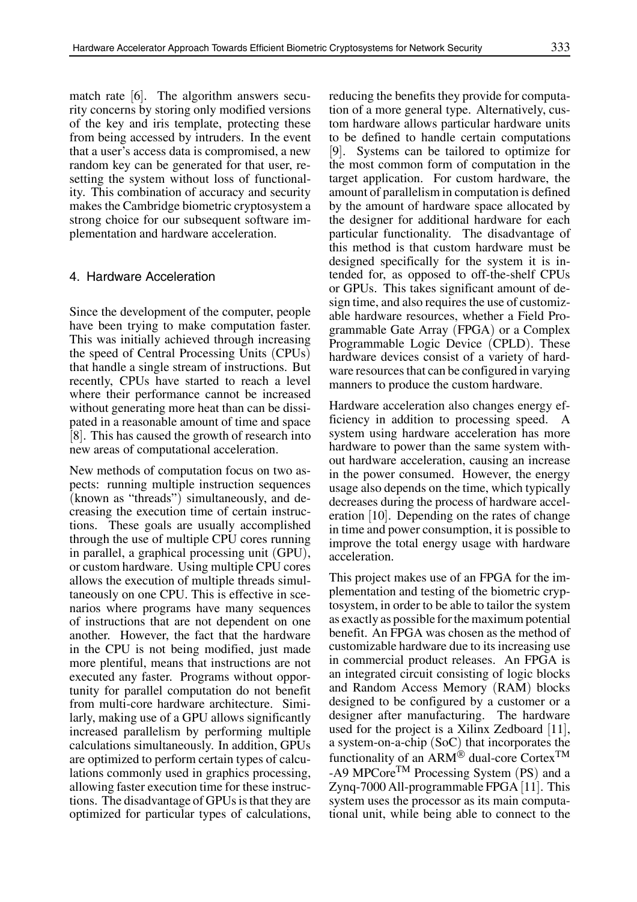match rate [6]. The algorithm answers security concerns by storing only modified versions of the key and iris template, protecting these from being accessed by intruders. In the event that a user's access data is compromised, a new random key can be generated for that user, resetting the system without loss of functionality. This combination of accuracy and security makes the Cambridge biometric cryptosystem a strong choice for our subsequent software implementation and hardware acceleration.

## 4. Hardware Acceleration

Since the development of the computer, people have been trying to make computation faster. This was initially achieved through increasing the speed of Central Processing Units (CPUs) that handle a single stream of instructions. But recently, CPUs have started to reach a level where their performance cannot be increased without generating more heat than can be dissipated in a reasonable amount of time and space [8]. This has caused the growth of research into new areas of computational acceleration.

New methods of computation focus on two aspects: running multiple instruction sequences (known as "threads") simultaneously, and decreasing the execution time of certain instructions. These goals are usually accomplished through the use of multiple CPU cores running in parallel, a graphical processing unit (GPU), or custom hardware. Using multiple CPU cores allows the execution of multiple threads simultaneously on one CPU. This is effective in scenarios where programs have many sequences of instructions that are not dependent on one another. However, the fact that the hardware in the CPU is not being modified, just made more plentiful, means that instructions are not executed any faster. Programs without opportunity for parallel computation do not benefit from multi-core hardware architecture. Similarly, making use of a GPU allows significantly increased parallelism by performing multiple calculations simultaneously. In addition, GPUs are optimized to perform certain types of calculations commonly used in graphics processing, allowing faster execution time for these instructions. The disadvantage of GPUs is that they are optimized for particular types of calculations, reducing the benefits they provide for computation of a more general type. Alternatively, custom hardware allows particular hardware units to be defined to handle certain computations [9]. Systems can be tailored to optimize for the most common form of computation in the target application. For custom hardware, the amount of parallelism in computation is defined by the amount of hardware space allocated by the designer for additional hardware for each particular functionality. The disadvantage of this method is that custom hardware must be designed specifically for the system it is intended for, as opposed to off-the-shelf CPUs or GPUs. This takes significant amount of design time, and also requires the use of customizable hardware resources, whether a Field Programmable Gate Array (FPGA) or a Complex Programmable Logic Device (CPLD). These hardware devices consist of a variety of hardware resources that can be configured in varying manners to produce the custom hardware.

Hardware acceleration also changes energy efficiency in addition to processing speed. A system using hardware acceleration has more hardware to power than the same system without hardware acceleration, causing an increase in the power consumed. However, the energy usage also depends on the time, which typically decreases during the process of hardware acceleration [10]. Depending on the rates of change in time and power consumption, it is possible to improve the total energy usage with hardware acceleration.

This project makes use of an FPGA for the implementation and testing of the biometric cryptosystem, in order to be able to tailor the system as exactly as possible for the maximum potential benefit. An FPGA was chosen as the method of customizable hardware due to its increasing use in commercial product releases. An FPGA is an integrated circuit consisting of logic blocks and Random Access Memory (RAM) blocks designed to be configured by a customer or a designer after manufacturing. The hardware used for the project is a Xilinx Zedboard [11], a system-on-a-chip (SoC) that incorporates the functionality of an ARM® dual-core Cortex™ -A9 MPCore™ Processing System (PS) and a Zynq-7000 All-programmable FPGA [11]. This system uses the processor as its main computational unit, while being able to connect to the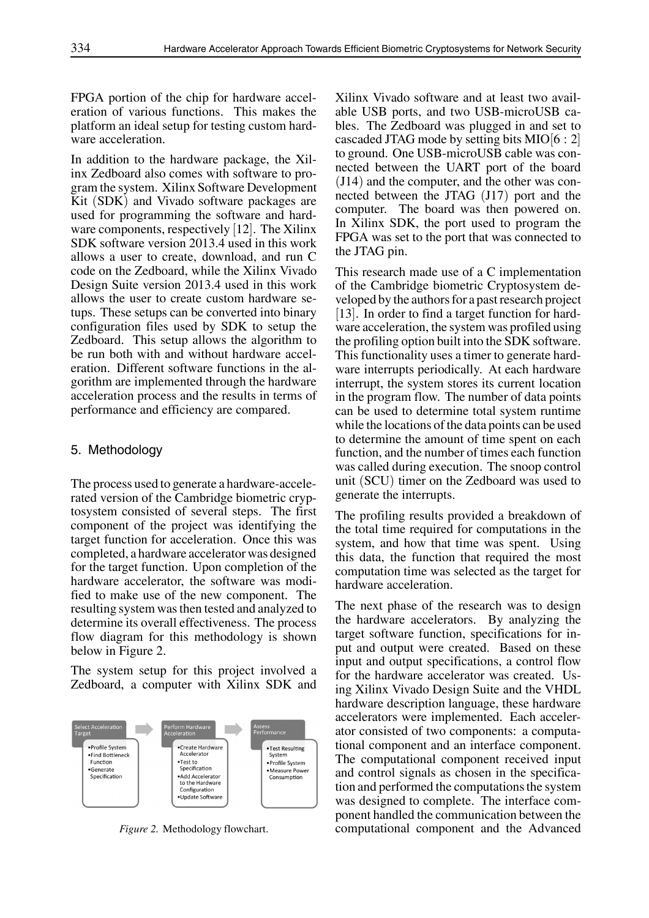FPGA portion of the chip for hardware acceleration of various functions. This makes the platform an ideal setup for testing custom hardware acceleration.

In addition to the hardware package, the Xilinx Zedboard also comes with software to program the system. Xilinx Software Development Kit (SDK) and Vivado software packages are used for programming the software and hardware components, respectively [12]. The Xilinx SDK software version 2013.4 used in this work allows a user to create, download, and run C code on the Zedboard, while the Xilinx Vivado Design Suite version 2013.4 used in this work allows the user to create custom hardware setups. These setups can be converted into binary configuration files used by SDK to setup the Zedboard. This setup allows the algorithm to be run both with and without hardware acceleration. Different software functions in the algorithm are implemented through the hardware acceleration process and the results in terms of performance and efficiency are compared.

## 5. Methodology

The process used to generate a hardware-accelerated version of the Cambridge biometric cryptosystem consisted of several steps. The first component of the project was identifying the target function for acceleration. Once this was completed, a hardware accelerator was designed for the target function. Upon completion of the hardware accelerator, the software was modified to make use of the new component. The resulting system was then tested and analyzed to determine its overall effectiveness. The process flow diagram for this methodology is shown below in Figure 2.

The system setup for this project involved a Zedboard, a computer with Xilinx SDK and Xilinx Vivado software and at least two available USB ports, and two USB-microUSB cables. The Zedboard was plugged in and set to cascaded JTAG mode by setting bits MIO[6 : 2] to ground. One USB-microUSB cable was connected between the UART port of the board (J14) and the computer, and the other was connected between the JTAG (J17) port and the computer. The board was then powered on. In Xilinx SDK, the port used to program the FPGA was set to the port that was connected to the JTAG pin.

| Select Acceleration Target | Perform Hardware Acceleration | Assess Performance |
| --- | --- | --- |
| • Profile System<br>• Find Bottleneck Function<br>• Generate Specification | • Create Hardware Accelerator<br>• Test to Specification<br>• Add Accelerator to the Hardware Configuration<br>• Update Software | • Test Resulting System<br>• Profile System<br>• Measure Power Consumption |

*Figure 2.* Methodology flowchart.

This research made use of a C implementation of the Cambridge biometric Cryptosystem developed by the authors for a past research project [13]. In order to find a target function for hardware acceleration, the system was profiled using the profiling option built into the SDK software. This functionality uses a timer to generate hardware interrupts periodically. At each hardware interrupt, the system stores its current location in the program flow. The number of data points can be used to determine total system runtime while the locations of the data points can be used to determine the amount of time spent on each function, and the number of times each function was called during execution. The snoop control unit (SCU) timer on the Zedboard was used to generate the interrupts.

The profiling results provided a breakdown of the total time required for computations in the system, and how that time was spent. Using this data, the function that required the most computation time was selected as the target for hardware acceleration.

The next phase of the research was to design the hardware accelerators. By analyzing the target software function, specifications for input and output were created. Based on these input and output specifications, a control flow for the hardware accelerator was created. Using Xilinx Vivado Design Suite and the VHDL hardware description language, these hardware accelerators were implemented. Each accelerator consisted of two components: a computational component and an interface component. The computational component received input and control signals as chosen in the specification and performed the computations the system was designed to complete. The interface component handled the communication between the computational component and the Advanced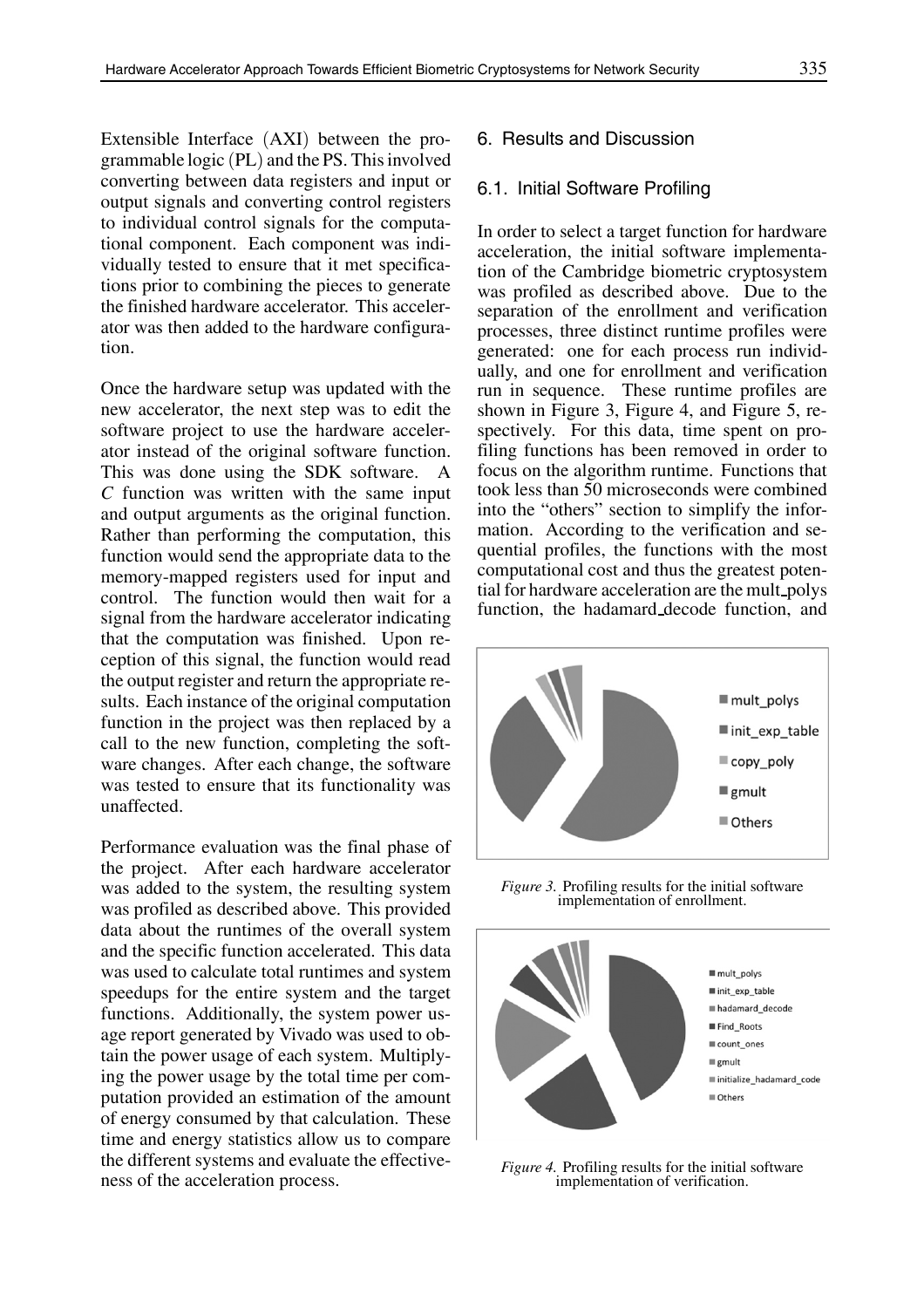Extensible Interface (AXI) between the programmable logic (PL) and the PS. This involved converting between data registers and input or output signals and converting control registers to individual control signals for the computational component. Each component was individually tested to ensure that it met specifications prior to combining the pieces to generate the finished hardware accelerator. This accelerator was then added to the hardware configuration.

Once the hardware setup was updated with the new accelerator, the next step was to edit the software project to use the hardware accelerator instead of the original software function. This was done using the SDK software. A *C* function was written with the same input and output arguments as the original function. Rather than performing the computation, this function would send the appropriate data to the memory-mapped registers used for input and control. The function would then wait for a signal from the hardware accelerator indicating that the computation was finished. Upon reception of this signal, the function would read the output register and return the appropriate results. Each instance of the original computation function in the project was then replaced by a call to the new function, completing the software changes. After each change, the software was tested to ensure that its functionality was unaffected.

Performance evaluation was the final phase of the project. After each hardware accelerator was added to the system, the resulting system was profiled as described above. This provided data about the runtimes of the overall system and the specific function accelerated. This data was used to calculate total runtimes and system speedups for the entire system and the target functions. Additionally, the system power usage report generated by Vivado was used to obtain the power usage of each system. Multiplying the power usage by the total time per computation provided an estimation of the amount of energy consumed by that calculation. These time and energy statistics allow us to compare the different systems and evaluate the effectiveness of the acceleration process.

## 6. Results and Discussion

### 6.1. Initial Software Profiling

In order to select a target function for hardware acceleration, the initial software implementation of the Cambridge biometric cryptosystem was profiled as described above. Due to the separation of the enrollment and verification processes, three distinct runtime profiles were generated: one for each process run individually, and one for enrollment and verification run in sequence. These runtime profiles are shown in Figure 3, Figure 4, and Figure 5, respectively. For this data, time spent on profiling functions has been removed in order to focus on the algorithm runtime. Functions that took less than 50 microseconds were combined into the "others" section to simplify the information. According to the verification and sequential profiles, the functions with the most computational cost and thus the greatest potential for hardware acceleration are the mult_polys function, the hadamard_decode function, and

*Figure 3.* Profiling results for the initial software implementation of enrollment.

*Figure 4.* Profiling results for the initial software implementation of verification.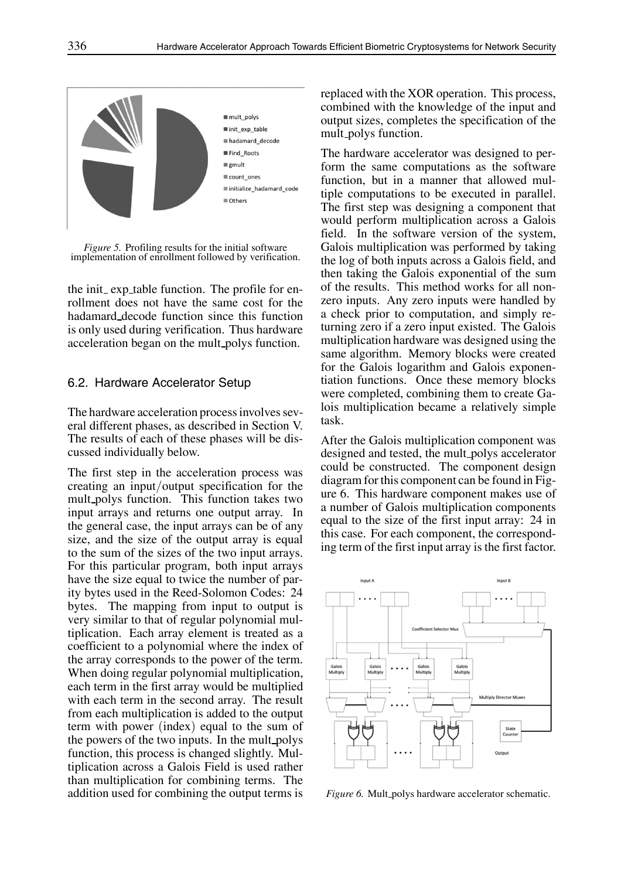*Figure 5.* Profiling results for the initial software implementation of enrollment followed by verification.

the init_ exp_table function. The profile for enrollment does not have the same cost for the hadamard_decode function since this function is only used during verification. Thus hardware acceleration began on the mult_polys function.

### 6.2. Hardware Accelerator Setup

The hardware acceleration process involves several different phases, as described in Section V. The results of each of these phases will be discussed individually below.

The first step in the acceleration process was creating an input/output specification for the mult_polys function. This function takes two input arrays and returns one output array. In the general case, the input arrays can be of any size, and the size of the output array is equal to the sum of the sizes of the two input arrays. For this particular program, both input arrays have the size equal to twice the number of parity bytes used in the Reed-Solomon Codes: 24 bytes. The mapping from input to output is very similar to that of regular polynomial multiplication. Each array element is treated as a coefficient to a polynomial where the index of the array corresponds to the power of the term. When doing regular polynomial multiplication, each term in the first array would be multiplied with each term in the second array. The result from each multiplication is added to the output term with power (index) equal to the sum of the powers of the two inputs. In the mult_polys function, this process is changed slightly. Multiplication across a Galois Field is used rather than multiplication for combining terms. The addition used for combining the output terms is replaced with the XOR operation. This process, combined with the knowledge of the input and output sizes, completes the specification of the mult_polys function.

The hardware accelerator was designed to perform the same computations as the software function, but in a manner that allowed multiple computations to be executed in parallel. The first step was designing a component that would perform multiplication across a Galois field. In the software version of the system, Galois multiplication was performed by taking the log of both inputs across a Galois field, and then taking the Galois exponential of the sum of the results. This method works for all nonzero inputs. Any zero inputs were handled by a check prior to computation, and simply returning zero if a zero input existed. The Galois multiplication hardware was designed using the same algorithm. Memory blocks were created for the Galois logarithm and Galois exponentiation functions. Once these memory blocks were completed, combining them to create Galois multiplication became a relatively simple task.

After the Galois multiplication component was designed and tested, the mult_polys accelerator could be constructed. The component design diagram for this component can be found in Figure 6. This hardware component makes use of a number of Galois multiplication components equal to the size of the first input array: 24 in this case. For each component, the corresponding term of the first input array is the first factor.

*Figure 6.* Mult_polys hardware accelerator schematic.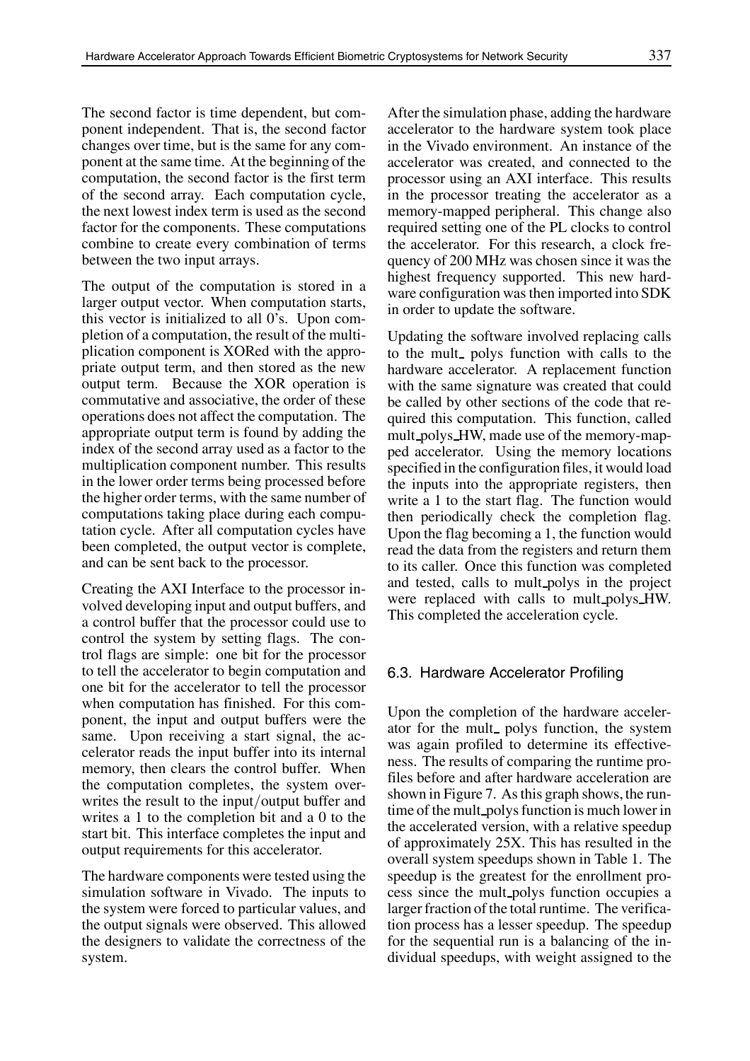The second factor is time dependent, but component independent. That is, the second factor changes over time, but is the same for any component at the same time. At the beginning of the computation, the second factor is the first term of the second array. Each computation cycle, the next lowest index term is used as the second factor for the components. These computations combine to create every combination of terms between the two input arrays.

The output of the computation is stored in a larger output vector. When computation starts, this vector is initialized to all 0's. Upon completion of a computation, the result of the multiplication component is XORed with the appropriate output term, and then stored as the new output term. Because the XOR operation is commutative and associative, the order of these operations does not affect the computation. The appropriate output term is found by adding the index of the second array used as a factor to the multiplication component number. This results in the lower order terms being processed before the higher order terms, with the same number of computations taking place during each computation cycle. After all computation cycles have been completed, the output vector is complete, and can be sent back to the processor.

Creating the AXI Interface to the processor involved developing input and output buffers, and a control buffer that the processor could use to control the system by setting flags. The control flags are simple: one bit for the processor to tell the accelerator to begin computation and one bit for the accelerator to tell the processor when computation has finished. For this component, the input and output buffers were the same. Upon receiving a start signal, the accelerator reads the input buffer into its internal memory, then clears the control buffer. When the computation completes, the system overwrites the result to the input/output buffer and writes a 1 to the completion bit and a 0 to the start bit. This interface completes the input and output requirements for this accelerator.

The hardware components were tested using the simulation software in Vivado. The inputs to the system were forced to particular values, and the output signals were observed. This allowed the designers to validate the correctness of the system.

After the simulation phase, adding the hardware accelerator to the hardware system took place in the Vivado environment. An instance of the accelerator was created, and connected to the processor using an AXI interface. This results in the processor treating the accelerator as a memory-mapped peripheral. This change also required setting one of the PL clocks to control the accelerator. For this research, a clock frequency of 200 MHz was chosen since it was the highest frequency supported. This new hardware configuration was then imported into SDK in order to update the software.

Updating the software involved replacing calls to the mult_ polys function with calls to the hardware accelerator. A replacement function with the same signature was created that could be called by other sections of the code that required this computation. This function, called mult_polys_HW, made use of the memory-mapped accelerator. Using the memory locations specified in the configuration files, it would load the inputs into the appropriate registers, then write a 1 to the start flag. The function would then periodically check the completion flag. Upon the flag becoming a 1, the function would read the data from the registers and return them to its caller. Once this function was completed and tested, calls to mult_polys in the project were replaced with calls to mult_polys_HW. This completed the acceleration cycle.

### 6.3. Hardware Accelerator Profiling

Upon the completion of the hardware accelerator for the mult_ polys function, the system was again profiled to determine its effectiveness. The results of comparing the runtime profiles before and after hardware acceleration are shown in Figure 7. As this graph shows, the runtime of the mult_polys function is much lower in the accelerated version, with a relative speedup of approximately 25X. This has resulted in the overall system speedups shown in Table 1. The speedup is the greatest for the enrollment process since the mult_polys function occupies a larger fraction of the total runtime. The verification process has a lesser speedup. The speedup for the sequential run is a balancing of the individual speedups, with weight assigned to the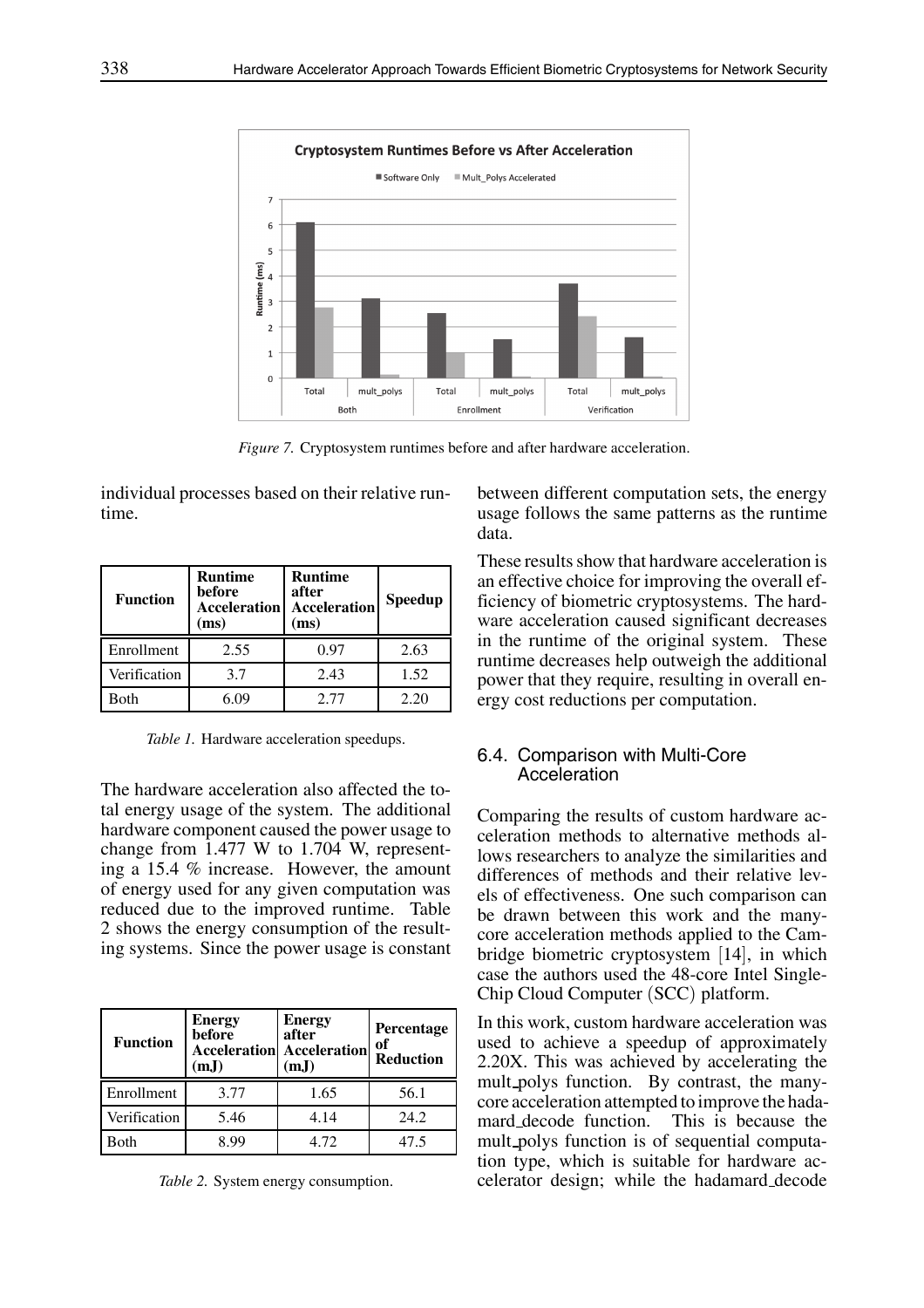*Figure 7.* Cryptosystem runtimes before and after hardware acceleration.

individual processes based on their relative runtime.

| Function | Runtime before Acceleration (ms) | Runtime after Acceleration (ms) | Speedup |
|---|---|---|---|
| Enrollment | 2.55 | 0.97 | 2.63 |
| Verification | 3.7 | 2.43 | 1.52 |
| Both | 6.09 | 2.77 | 2.20 |

*Table 1.* Hardware acceleration speedups.

The hardware acceleration also affected the total energy usage of the system. The additional hardware component caused the power usage to change from 1.477 W to 1.704 W, representing a 15.4 % increase. However, the amount of energy used for any given computation was reduced due to the improved runtime. Table 2 shows the energy consumption of the resulting systems. Since the power usage is constant between different computation sets, the energy usage follows the same patterns as the runtime data.

| Function | Energy before Acceleration (mJ) | Energy after Acceleration (mJ) | Percentage of Reduction |
|---|---|---|---|
| Enrollment | 3.77 | 1.65 | 56.1 |
| Verification | 5.46 | 4.14 | 24.2 |
| Both | 8.99 | 4.72 | 47.5 |

*Table 2.* System energy consumption.

These results show that hardware acceleration is an effective choice for improving the overall efficiency of biometric cryptosystems. The hardware acceleration caused significant decreases in the runtime of the original system. These runtime decreases help outweigh the additional power that they require, resulting in overall energy cost reductions per computation.

### 6.4. Comparison with Multi-Core Acceleration

Comparing the results of custom hardware acceleration methods to alternative methods allows researchers to analyze the similarities and differences of methods and their relative levels of effectiveness. One such comparison can be drawn between this work and the many-core acceleration methods applied to the Cambridge biometric cryptosystem [14], in which case the authors used the 48-core Intel Single-Chip Cloud Computer (SCC) platform.

In this work, custom hardware acceleration was used to achieve a speedup of approximately 2.20X. This was achieved by accelerating the mult_polys function. By contrast, the many-core acceleration attempted to improve the hadamard_decode function. This is because the mult_polys function is of sequential computation type, which is suitable for hardware accelerator design; while the hadamard_decode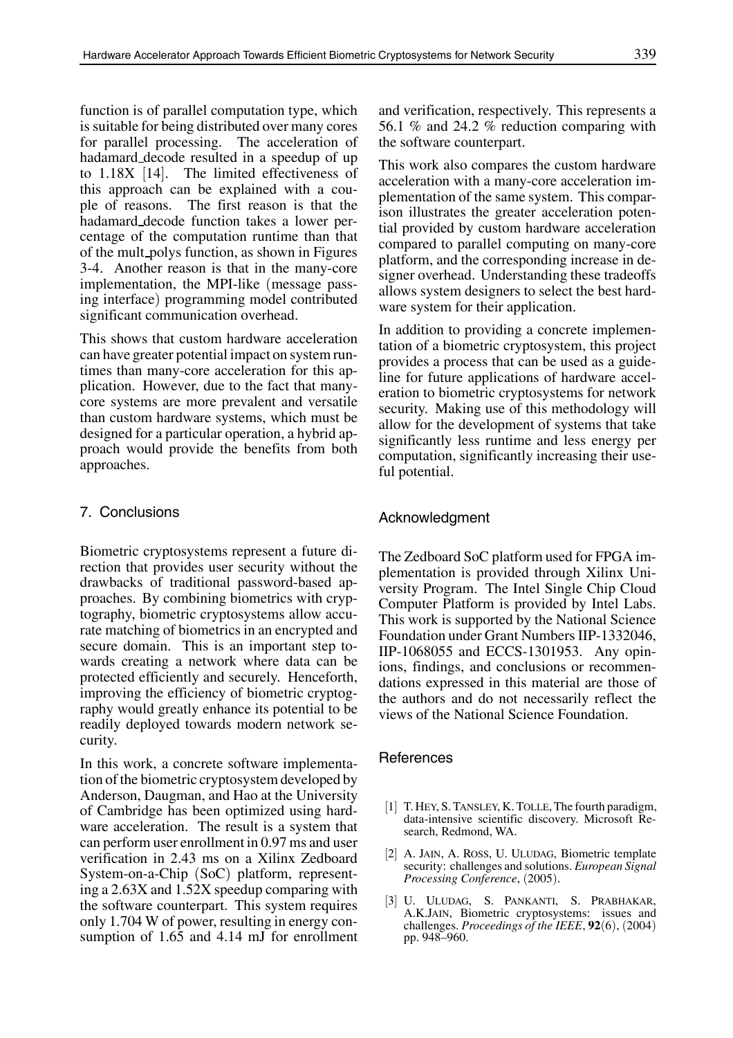function is of parallel computation type, which is suitable for being distributed over many cores for parallel processing. The acceleration of hadamard_decode resulted in a speedup of up to 1.18X [14]. The limited effectiveness of this approach can be explained with a couple of reasons. The first reason is that the hadamard_decode function takes a lower percentage of the computation runtime than that of the mult_polys function, as shown in Figures 3-4. Another reason is that in the many-core implementation, the MPI-like (message passing interface) programming model contributed significant communication overhead.

This shows that custom hardware acceleration can have greater potential impact on system runtimes than many-core acceleration for this application. However, due to the fact that many-core systems are more prevalent and versatile than custom hardware systems, which must be designed for a particular operation, a hybrid approach would provide the benefits from both approaches.

## 7. Conclusions

Biometric cryptosystems represent a future direction that provides user security without the drawbacks of traditional password-based approaches. By combining biometrics with cryptography, biometric cryptosystems allow accurate matching of biometrics in an encrypted and secure domain. This is an important step towards creating a network where data can be protected efficiently and securely. Henceforth, improving the efficiency of biometric cryptography would greatly enhance its potential to be readily deployed towards modern network security.

In this work, a concrete software implementation of the biometric cryptosystem developed by Anderson, Daugman, and Hao at the University of Cambridge has been optimized using hardware acceleration. The result is a system that can perform user enrollment in 0.97 ms and user verification in 2.43 ms on a Xilinx Zedboard System-on-a-Chip (SoC) platform, representing a 2.63X and 1.52X speedup comparing with the software counterpart. This system requires only 1.704 W of power, resulting in energy consumption of 1.65 and 4.14 mJ for enrollment and verification, respectively. This represents a 56.1 % and 24.2 % reduction comparing with the software counterpart.

This work also compares the custom hardware acceleration with a many-core acceleration implementation of the same system. This comparison illustrates the greater acceleration potential provided by custom hardware acceleration compared to parallel computing on many-core platform, and the corresponding increase in designer overhead. Understanding these tradeoffs allows system designers to select the best hardware system for their application.

In addition to providing a concrete implementation of a biometric cryptosystem, this project provides a process that can be used as a guideline for future applications of hardware acceleration to biometric cryptosystems for network security. Making use of this methodology will allow for the development of systems that take significantly less runtime and less energy per computation, significantly increasing their useful potential.

## Acknowledgment

The Zedboard SoC platform used for FPGA implementation is provided through Xilinx University Program. The Intel Single Chip Cloud Computer Platform is provided by Intel Labs. This work is supported by the National Science Foundation under Grant Numbers IIP-1332046, IIP-1068055 and ECCS-1301953. Any opinions, findings, and conclusions or recommendations expressed in this material are those of the authors and do not necessarily reflect the views of the National Science Foundation.

## References

[1] T. HEY, S. TANSLEY, K. TOLLE, The fourth paradigm, data-intensive scientific discovery. Microsoft Research, Redmond, WA.

[2] A. JAIN, A. ROSS, U. ULUDAG, Biometric template security: challenges and solutions. *European Signal Processing Conference*, (2005).

[3] U. ULUDAG, S. PANKANTI, S. PRABHAKAR, A.K.JAIN, Biometric cryptosystems: issues and challenges. *Proceedings of the IEEE*, **92**(6), (2004) pp. 948–960.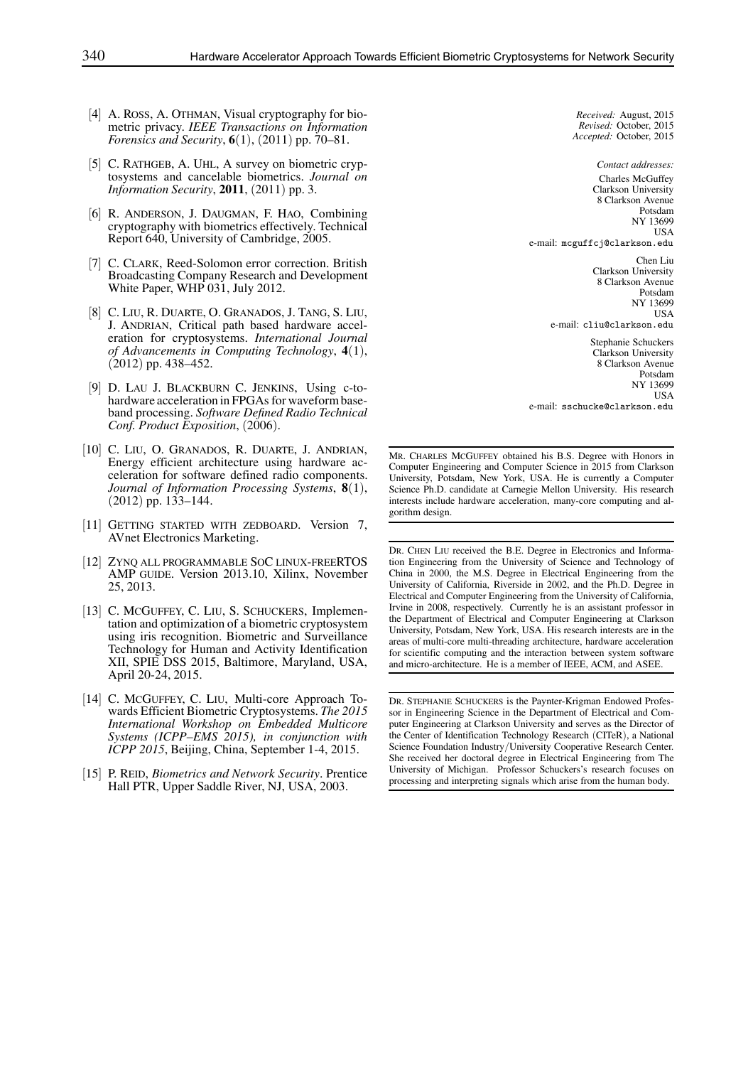[4] A. ROSS, A. OTHMAN, Visual cryptography for biometric privacy. *IEEE Transactions on Information Forensics and Security*, **6**(1), (2011) pp. 70–81.

[5] C. RATHGEB, A. UHL, A survey on biometric cryptosystems and cancelable biometrics. *Journal on Information Security*, **2011**, (2011) pp. 3.

[6] R. ANDERSON, J. DAUGMAN, F. HAO, Combining cryptography with biometrics effectively. Technical Report 640, University of Cambridge, 2005.

[7] C. CLARK, Reed-Solomon error correction. British Broadcasting Company Research and Development White Paper, WHP 031, July 2012.

[8] C. LIU, R. DUARTE, O. GRANADOS, J. TANG, S. LIU, J. ANDRIAN, Critical path based hardware acceleration for cryptosystems. *International Journal of Advancements in Computing Technology*, **4**(1), (2012) pp. 438–452.

[9] D. LAU J. BLACKBURN C. JENKINS, Using c-to-hardware acceleration in FPGAs for waveform baseband processing. *Software Defined Radio Technical Conf. Product Exposition*, (2006).

[10] C. LIU, O. GRANADOS, R. DUARTE, J. ANDRIAN, Energy efficient architecture using hardware acceleration for software defined radio components. *Journal of Information Processing Systems*, **8**(1), (2012) pp. 133–144.

[11] GETTING STARTED WITH ZEDBOARD. Version 7, AVnet Electronics Marketing.

[12] ZYNQ ALL PROGRAMMABLE SOC LINUX-FREERTOS AMP GUIDE. Version 2013.10, Xilinx, November 25, 2013.

[13] C. MCGUFFEY, C. LIU, S. SCHUCKERS, Implementation and optimization of a biometric cryptosystem using iris recognition. Biometric and Surveillance Technology for Human and Activity Identification XII, SPIE DSS 2015, Baltimore, Maryland, USA, April 20-24, 2015.

[14] C. MCGUFFEY, C. LIU, Multi-core Approach Towards Efficient Biometric Cryptosystems. *The 2015 International Workshop on Embedded Multicore Systems (ICPP–EMS 2015), in conjunction with ICPP 2015*, Beijing, China, September 1-4, 2015.

[15] P. REID, *Biometrics and Network Security*. Prentice Hall PTR, Upper Saddle River, NJ, USA, 2003.

*Received:* August, 2015
*Revised:* October, 2015
*Accepted:* October, 2015

*Contact addresses:*

Charles McGuffey
Clarkson University
8 Clarkson Avenue
Potsdam
NY 13699
USA
e-mail: mcguffcj@clarkson.edu

Chen Liu
Clarkson University
8 Clarkson Avenue
Potsdam
NY 13699
USA
e-mail: cliu@clarkson.edu

Stephanie Schuckers
Clarkson University
8 Clarkson Avenue
Potsdam
NY 13699
USA
e-mail: sschucke@clarkson.edu

MR. CHARLES MCGUFFEY obtained his B.S. Degree with Honors in Computer Engineering and Computer Science in 2015 from Clarkson University, Potsdam, New York, USA. He is currently a Computer Science Ph.D. candidate at Carnegie Mellon University. His research interests include hardware acceleration, many-core computing and algorithm design.

DR. CHEN LIU received the B.E. Degree in Electronics and Information Engineering from the University of Science and Technology of China in 2000, the M.S. Degree in Electrical Engineering from the University of California, Riverside in 2002, and the Ph.D. Degree in Electrical and Computer Engineering from the University of California, Irvine in 2008, respectively. Currently he is an assistant professor in the Department of Electrical and Computer Engineering at Clarkson University, Potsdam, New York, USA. His research interests are in the areas of multi-core multi-threading architecture, hardware acceleration for scientific computing and the interaction between system software and micro-architecture. He is a member of IEEE, ACM, and ASEE.

DR. STEPHANIE SCHUCKERS is the Paynter-Krigman Endowed Professor in Engineering Science in the Department of Electrical and Computer Engineering at Clarkson University and serves as the Director of the Center of Identification Technology Research (CITeR), a National Science Foundation Industry/University Cooperative Research Center. She received her doctoral degree in Electrical Engineering from The University of Michigan. Professor Schuckers's research focuses on processing and interpreting signals which arise from the human body.